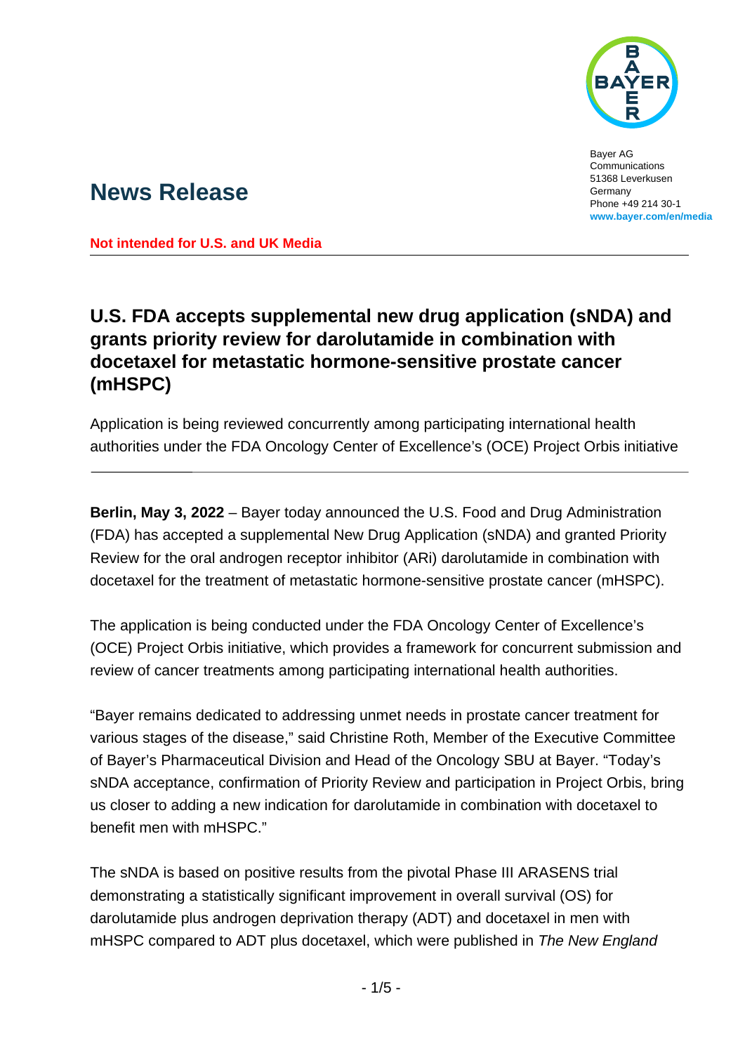Bayer AG
Communications
51368 Leverkusen
Germany
Phone +49 214 30-1
**www.bayer.com/en/media**

# News Release

**Not intended for U.S. and UK Media**

## U.S. FDA accepts supplemental new drug application (sNDA) and grants priority review for darolutamide in combination with docetaxel for metastatic hormone-sensitive prostate cancer (mHSPC)

Application is being reviewed concurrently among participating international health authorities under the FDA Oncology Center of Excellence's (OCE) Project Orbis initiative

**Berlin, May 3, 2022** – Bayer today announced the U.S. Food and Drug Administration (FDA) has accepted a supplemental New Drug Application (sNDA) and granted Priority Review for the oral androgen receptor inhibitor (ARi) darolutamide in combination with docetaxel for the treatment of metastatic hormone-sensitive prostate cancer (mHSPC).

The application is being conducted under the FDA Oncology Center of Excellence's (OCE) Project Orbis initiative, which provides a framework for concurrent submission and review of cancer treatments among participating international health authorities.

"Bayer remains dedicated to addressing unmet needs in prostate cancer treatment for various stages of the disease," said Christine Roth, Member of the Executive Committee of Bayer's Pharmaceutical Division and Head of the Oncology SBU at Bayer. "Today's sNDA acceptance, confirmation of Priority Review and participation in Project Orbis, bring us closer to adding a new indication for darolutamide in combination with docetaxel to benefit men with mHSPC."

The sNDA is based on positive results from the pivotal Phase III ARASENS trial demonstrating a statistically significant improvement in overall survival (OS) for darolutamide plus androgen deprivation therapy (ADT) and docetaxel in men with mHSPC compared to ADT plus docetaxel, which were published in *The New England*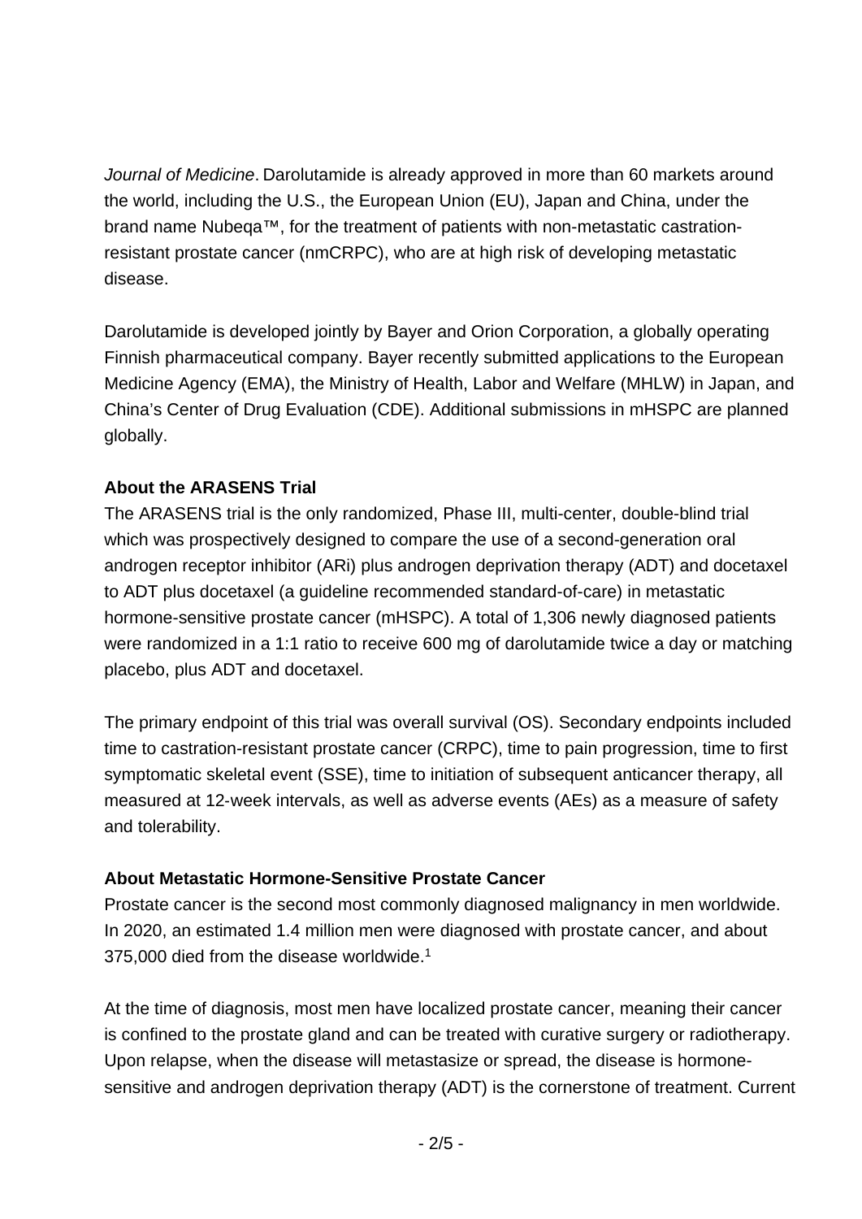*Journal of Medicine*. Darolutamide is already approved in more than 60 markets around the world, including the U.S., the European Union (EU), Japan and China, under the brand name Nubeqa™, for the treatment of patients with non-metastatic castration-resistant prostate cancer (nmCRPC), who are at high risk of developing metastatic disease.

Darolutamide is developed jointly by Bayer and Orion Corporation, a globally operating Finnish pharmaceutical company. Bayer recently submitted applications to the European Medicine Agency (EMA), the Ministry of Health, Labor and Welfare (MHLW) in Japan, and China's Center of Drug Evaluation (CDE). Additional submissions in mHSPC are planned globally.

**About the ARASENS Trial**

The ARASENS trial is the only randomized, Phase III, multi-center, double-blind trial which was prospectively designed to compare the use of a second-generation oral androgen receptor inhibitor (ARi) plus androgen deprivation therapy (ADT) and docetaxel to ADT plus docetaxel (a guideline recommended standard-of-care) in metastatic hormone-sensitive prostate cancer (mHSPC). A total of 1,306 newly diagnosed patients were randomized in a 1:1 ratio to receive 600 mg of darolutamide twice a day or matching placebo, plus ADT and docetaxel.

The primary endpoint of this trial was overall survival (OS). Secondary endpoints included time to castration-resistant prostate cancer (CRPC), time to pain progression, time to first symptomatic skeletal event (SSE), time to initiation of subsequent anticancer therapy, all measured at 12-week intervals, as well as adverse events (AEs) as a measure of safety and tolerability.

**About Metastatic Hormone-Sensitive Prostate Cancer**

Prostate cancer is the second most commonly diagnosed malignancy in men worldwide. In 2020, an estimated 1.4 million men were diagnosed with prostate cancer, and about 375,000 died from the disease worldwide.[1]

At the time of diagnosis, most men have localized prostate cancer, meaning their cancer is confined to the prostate gland and can be treated with curative surgery or radiotherapy. Upon relapse, when the disease will metastasize or spread, the disease is hormone-sensitive and androgen deprivation therapy (ADT) is the cornerstone of treatment. Current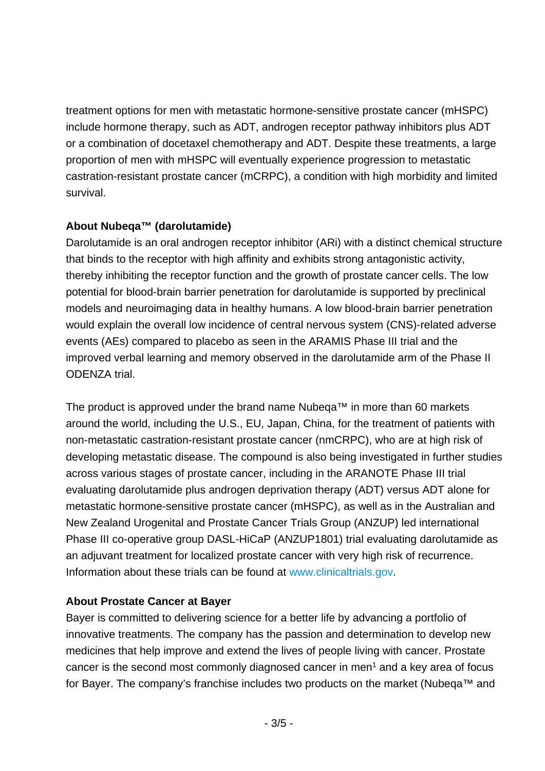treatment options for men with metastatic hormone-sensitive prostate cancer (mHSPC) include hormone therapy, such as ADT, androgen receptor pathway inhibitors plus ADT or a combination of docetaxel chemotherapy and ADT. Despite these treatments, a large proportion of men with mHSPC will eventually experience progression to metastatic castration-resistant prostate cancer (mCRPC), a condition with high morbidity and limited survival.

**About Nubeqa™ (darolutamide)**

Darolutamide is an oral androgen receptor inhibitor (ARi) with a distinct chemical structure that binds to the receptor with high affinity and exhibits strong antagonistic activity, thereby inhibiting the receptor function and the growth of prostate cancer cells. The low potential for blood-brain barrier penetration for darolutamide is supported by preclinical models and neuroimaging data in healthy humans. A low blood-brain barrier penetration would explain the overall low incidence of central nervous system (CNS)-related adverse events (AEs) compared to placebo as seen in the ARAMIS Phase III trial and the improved verbal learning and memory observed in the darolutamide arm of the Phase II ODENZA trial.

The product is approved under the brand name Nubeqa™ in more than 60 markets around the world, including the U.S., EU, Japan, China, for the treatment of patients with non-metastatic castration-resistant prostate cancer (nmCRPC), who are at high risk of developing metastatic disease. The compound is also being investigated in further studies across various stages of prostate cancer, including in the ARANOTE Phase III trial evaluating darolutamide plus androgen deprivation therapy (ADT) versus ADT alone for metastatic hormone-sensitive prostate cancer (mHSPC), as well as in the Australian and New Zealand Urogenital and Prostate Cancer Trials Group (ANZUP) led international Phase III co-operative group DASL-HiCaP (ANZUP1801) trial evaluating darolutamide as an adjuvant treatment for localized prostate cancer with very high risk of recurrence. Information about these trials can be found at www.clinicaltrials.gov.

**About Prostate Cancer at Bayer**

Bayer is committed to delivering science for a better life by advancing a portfolio of innovative treatments. The company has the passion and determination to develop new medicines that help improve and extend the lives of people living with cancer. Prostate cancer is the second most commonly diagnosed cancer in men[1] and a key area of focus for Bayer. The company's franchise includes two products on the market (Nubeqa™ and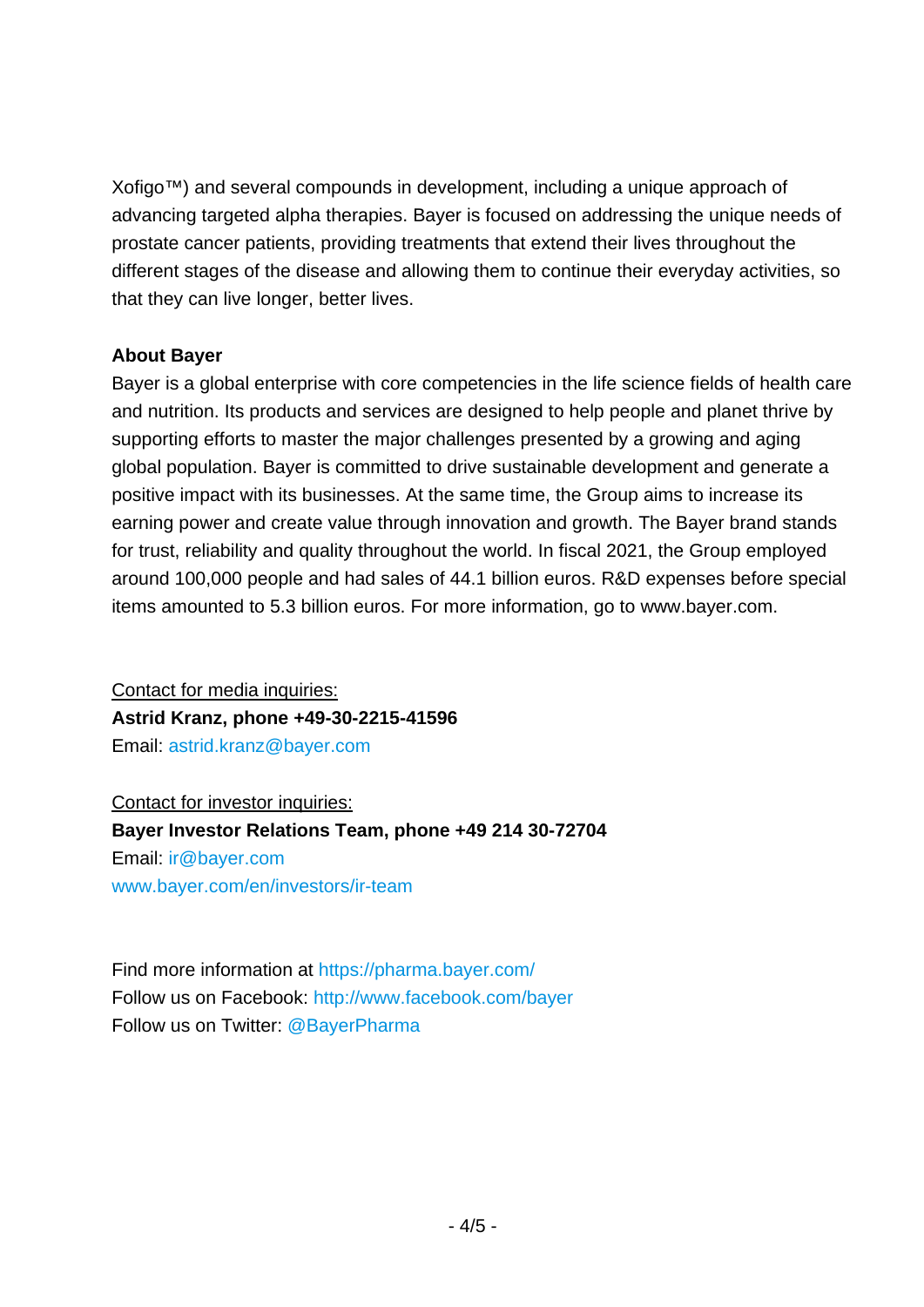Xofigo™) and several compounds in development, including a unique approach of advancing targeted alpha therapies. Bayer is focused on addressing the unique needs of prostate cancer patients, providing treatments that extend their lives throughout the different stages of the disease and allowing them to continue their everyday activities, so that they can live longer, better lives.

**About Bayer**
Bayer is a global enterprise with core competencies in the life science fields of health care and nutrition. Its products and services are designed to help people and planet thrive by supporting efforts to master the major challenges presented by a growing and aging global population. Bayer is committed to drive sustainable development and generate a positive impact with its businesses. At the same time, the Group aims to increase its earning power and create value through innovation and growth. The Bayer brand stands for trust, reliability and quality throughout the world. In fiscal 2021, the Group employed around 100,000 people and had sales of 44.1 billion euros. R&D expenses before special items amounted to 5.3 billion euros. For more information, go to www.bayer.com.

Contact for media inquiries:
**Astrid Kranz, phone +49-30-2215-41596**
Email: astrid.kranz@bayer.com

Contact for investor inquiries:
**Bayer Investor Relations Team, phone +49 214 30-72704**
Email: ir@bayer.com
www.bayer.com/en/investors/ir-team

Find more information at https://pharma.bayer.com/
Follow us on Facebook: http://www.facebook.com/bayer
Follow us on Twitter: @BayerPharma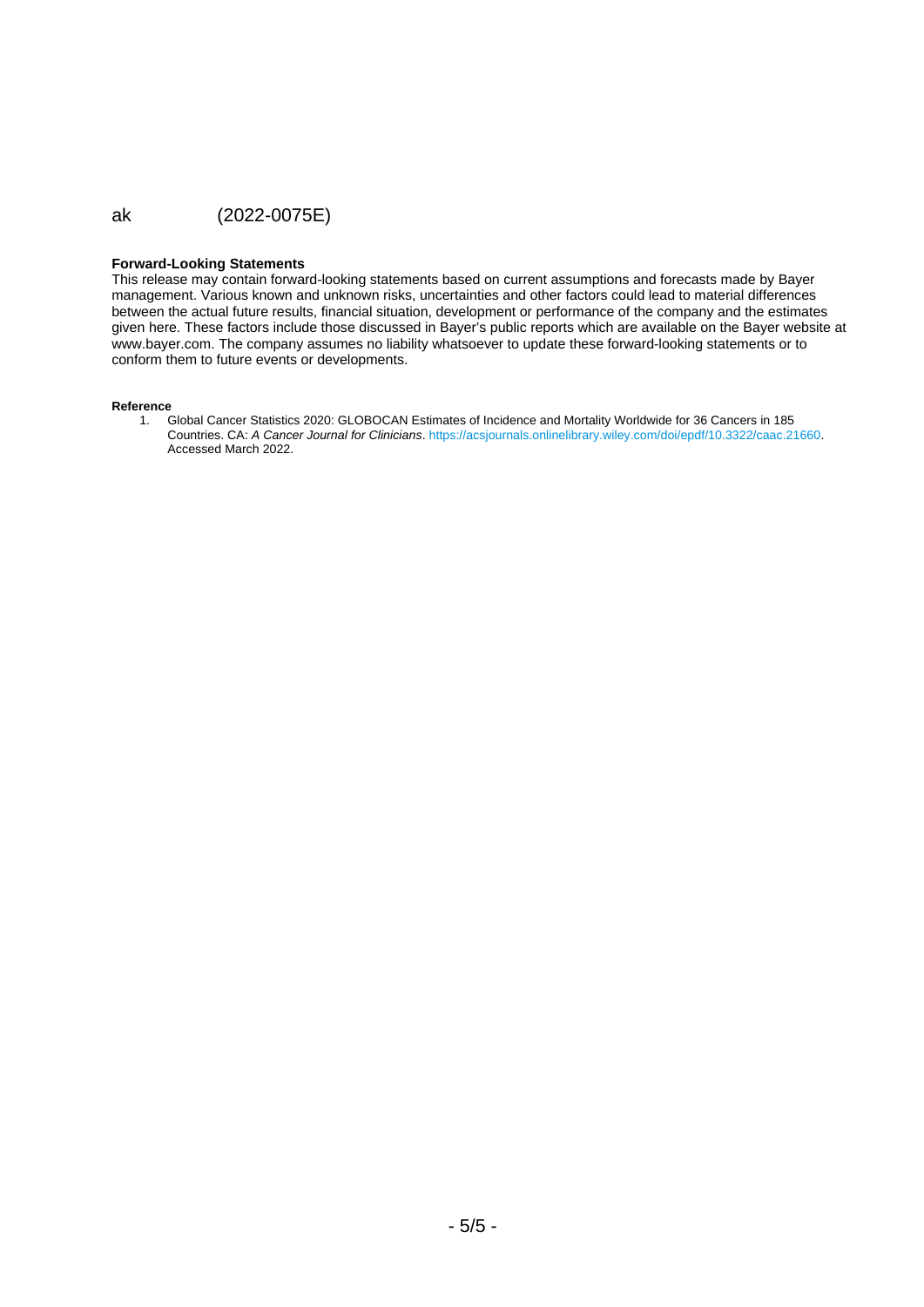ak (2022-0075E)

**Forward-Looking Statements**

This release may contain forward-looking statements based on current assumptions and forecasts made by Bayer management. Various known and unknown risks, uncertainties and other factors could lead to material differences between the actual future results, financial situation, development or performance of the company and the estimates given here. These factors include those discussed in Bayer's public reports which are available on the Bayer website at www.bayer.com. The company assumes no liability whatsoever to update these forward-looking statements or to conform them to future events or developments.

**Reference**

1. Global Cancer Statistics 2020: GLOBOCAN Estimates of Incidence and Mortality Worldwide for 36 Cancers in 185 Countries. CA: *A Cancer Journal for Clinicians*. https://acsjournals.onlinelibrary.wiley.com/doi/epdf/10.3322/caac.21660. Accessed March 2022.